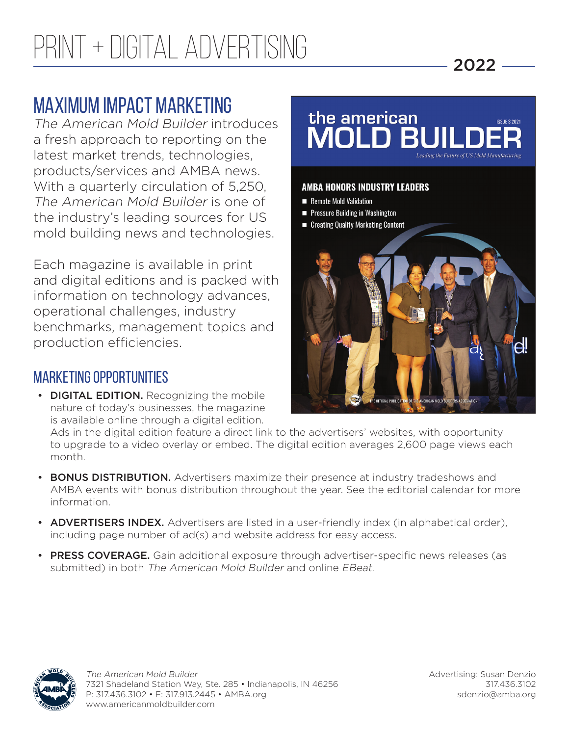# PRINT + DIGITAL ADVERTISING

2022

## MAXIMUM IMPACT MARKETING

*The American Mold Builder* introduces a fresh approach to reporting on the latest market trends, technologies, products/services and AMBA news. With a quarterly circulation of 5,250, *The American Mold Builder* is one of the industry's leading sources for US mold building news and technologies.

Each magazine is available in print and digital editions and is packed with information on technology advances, operational challenges, industry benchmarks, management topics and production efficiencies.

the american MOLD BUILDER ISSUE 3 2021

*Leading the Future of US Mold Manufacturing*

**AMBA HONORS INDUSTRY LEADERS**

- Remote Mold Validation
- Pressure Building in Washington
- Creating Quality Marketing Content

THE OFFICIAL PUBLICATION OF THE AMERICAN MOLD BUILDERS ASSOCIATION

### MARKETING OPPORTUNITIES

- **DIGITAL EDITION.** Recognizing the mobile nature of today's businesses, the magazine is available online through a digital edition. Ads in the digital edition feature a direct link to the advertisers' websites, with opportunity to upgrade to a video overlay or embed. The digital edition averages 2,600 page views each month.
- **BONUS DISTRIBUTION.** Advertisers maximize their presence at industry tradeshows and AMBA events with bonus distribution throughout the year. See the editorial calendar for more information.
- **ADVERTISERS INDEX.** Advertisers are listed in a user-friendly index (in alphabetical order), including page number of ad(s) and website address for easy access.
- **PRESS COVERAGE.** Gain additional exposure through advertiser-specific news releases (as submitted) in both *The American Mold Builder* and online *EBeat*.

*The American Mold Builder*
7321 Shadeland Station Way, Ste. 285 • Indianapolis, IN 46256
P: 317.436.3102 • F: 317.913.2445 • AMBA.org
www.americanmoldbuilder.com

Advertising: Susan Denzio
317.436.3102
sdenzio@amba.org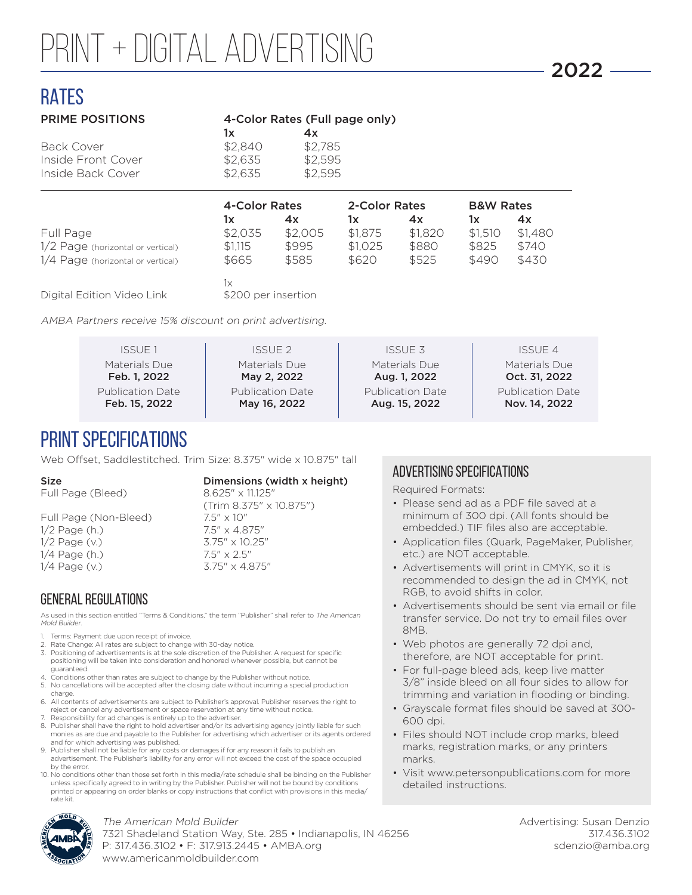# PRINT + DIGITAL ADVERTISING

2022

## RATES

| PRIME POSITIONS | 4-Color Rates (Full page only) | |
|---|---|---|
| | 1x | 4x |
| Back Cover | $2,840 | $2,785 |
| Inside Front Cover | $2,635 | $2,595 |
| Inside Back Cover | $2,635 | $2,595 |

| | 4-Color Rates | | 2-Color Rates | | B&W Rates | |
|---|---|---|---|---|---|---|
| | 1x | 4x | 1x | 4x | 1x | 4x |
| Full Page | $2,035 | $2,005 | $1,875 | $1,820 | $1,510 | $1,480 |
| 1/2 Page (horizontal or vertical) | $1,115 | $995 | $1,025 | $880 | $825 | $740 |
| 1/4 Page (horizontal or vertical) | $665 | $585 | $620 | $525 | $490 | $430 |

| | 1x |
|---|---|
| Digital Edition Video Link | $200 per insertion |

*AMBA Partners receive 15% discount on print advertising.*

| ISSUE 1 | ISSUE 2 | ISSUE 3 | ISSUE 4 |
|---|---|---|---|
| Materials Due **Feb. 1, 2022** | Materials Due **May 2, 2022** | Materials Due **Aug. 1, 2022** | Materials Due **Oct. 31, 2022** |
| Publication Date **Feb. 15, 2022** | Publication Date **May 16, 2022** | Publication Date **Aug. 15, 2022** | Publication Date **Nov. 14, 2022** |

## PRINT SPECIFICATIONS

Web Offset, Saddlestitched. Trim Size: 8.375" wide x 10.875" tall

| Size | Dimensions (width x height) |
|---|---|
| Full Page (Bleed) | 8.625" x 11.125" (Trim 8.375" x 10.875") |
| Full Page (Non-Bleed) | 7.5" x 10" |
| 1/2 Page (h.) | 7.5" x 4.875" |
| 1/2 Page (v.) | 3.75" x 10.25" |
| 1/4 Page (h.) | 7.5" x 2.5" |
| 1/4 Page (v.) | 3.75" x 4.875" |

### GENERAL REGULATIONS

As used in this section entitled "Terms & Conditions," the term "Publisher" shall refer to *The American Mold Builder*.

1. Terms: Payment due upon receipt of invoice.
2. Rate Change: All rates are subject to change with 30-day notice.
3. Positioning of advertisements is at the sole discretion of the Publisher. A request for specific positioning will be taken into consideration and honored whenever possible, but cannot be guaranteed.
4. Conditions other than rates are subject to change by the Publisher without notice.
5. No cancellations will be accepted after the closing date without incurring a special production charge.
6. All contents of advertisements are subject to Publisher's approval. Publisher reserves the right to reject or cancel any advertisement or space reservation at any time without notice.
7. Responsibility for ad changes is entirely up to the advertiser.
8. Publisher shall have the right to hold advertiser and/or its advertising agency jointly liable for such monies as are due and payable to the Publisher for advertising which advertiser or its agents ordered and for which advertising was published.
9. Publisher shall not be liable for any costs or damages if for any reason it fails to publish an advertisement. The Publisher's liability for any error will not exceed the cost of the space occupied by the error.
10. No conditions other than those set forth in this media/rate schedule shall be binding on the Publisher unless specifically agreed to in writing by the Publisher. Publisher will not be bound by conditions printed or appearing on order blanks or copy instructions that conflict with provisions in this media/rate kit.

### ADVERTISING SPECIFICATIONS

Required Formats:

- Please send ad as a PDF file saved at a minimum of 300 dpi. (All fonts should be embedded.) TIF files also are acceptable.
- Application files (Quark, PageMaker, Publisher, etc.) are NOT acceptable.
- Advertisements will print in CMYK, so it is recommended to design the ad in CMYK, not RGB, to avoid shifts in color.
- Advertisements should be sent via email or file transfer service. Do not try to email files over 8MB.
- Web photos are generally 72 dpi and, therefore, are NOT acceptable for print.
- For full-page bleed ads, keep live matter 3/8" inside bleed on all four sides to allow for trimming and variation in flooding or binding.
- Grayscale format files should be saved at 300-600 dpi.
- Files should NOT include crop marks, bleed marks, registration marks, or any printers marks.
- Visit www.petersonpublications.com for more detailed instructions.

*The American Mold Builder*
7321 Shadeland Station Way, Ste. 285 • Indianapolis, IN 46256
P: 317.436.3102 • F: 317.913.2445 • AMBA.org
www.americanmoldbuilder.com

Advertising: Susan Denzio
317.436.3102
sdenzio@amba.org